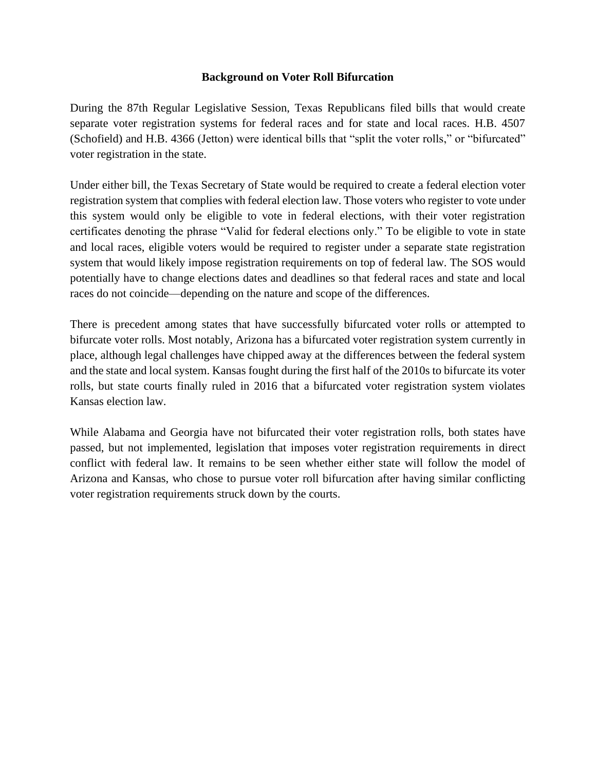# Background on Voter Roll Bifurcation

During the 87th Regular Legislative Session, Texas Republicans filed bills that would create separate voter registration systems for federal races and for state and local races. H.B. 4507 (Schofield) and H.B. 4366 (Jetton) were identical bills that "split the voter rolls," or "bifurcated" voter registration in the state.

Under either bill, the Texas Secretary of State would be required to create a federal election voter registration system that complies with federal election law. Those voters who register to vote under this system would only be eligible to vote in federal elections, with their voter registration certificates denoting the phrase "Valid for federal elections only." To be eligible to vote in state and local races, eligible voters would be required to register under a separate state registration system that would likely impose registration requirements on top of federal law. The SOS would potentially have to change elections dates and deadlines so that federal races and state and local races do not coincide—depending on the nature and scope of the differences.

There is precedent among states that have successfully bifurcated voter rolls or attempted to bifurcate voter rolls. Most notably, Arizona has a bifurcated voter registration system currently in place, although legal challenges have chipped away at the differences between the federal system and the state and local system. Kansas fought during the first half of the 2010s to bifurcate its voter rolls, but state courts finally ruled in 2016 that a bifurcated voter registration system violates Kansas election law.

While Alabama and Georgia have not bifurcated their voter registration rolls, both states have passed, but not implemented, legislation that imposes voter registration requirements in direct conflict with federal law. It remains to be seen whether either state will follow the model of Arizona and Kansas, who chose to pursue voter roll bifurcation after having similar conflicting voter registration requirements struck down by the courts.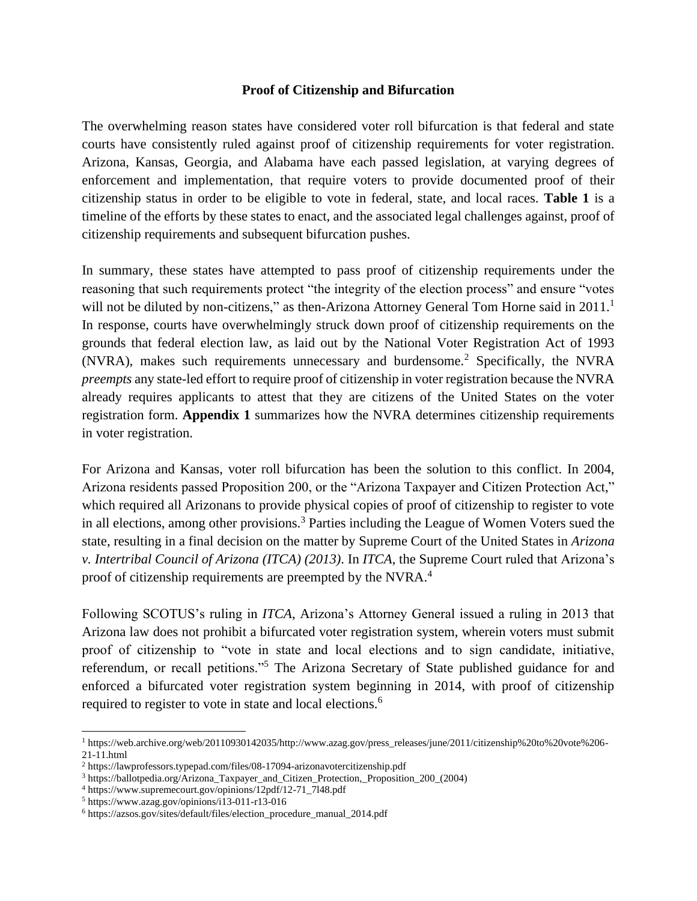## Proof of Citizenship and Bifurcation

The overwhelming reason states have considered voter roll bifurcation is that federal and state courts have consistently ruled against proof of citizenship requirements for voter registration. Arizona, Kansas, Georgia, and Alabama have each passed legislation, at varying degrees of enforcement and implementation, that require voters to provide documented proof of their citizenship status in order to be eligible to vote in federal, state, and local races. **Table 1** is a timeline of the efforts by these states to enact, and the associated legal challenges against, proof of citizenship requirements and subsequent bifurcation pushes.

In summary, these states have attempted to pass proof of citizenship requirements under the reasoning that such requirements protect "the integrity of the election process" and ensure "votes will not be diluted by non-citizens," as then-Arizona Attorney General Tom Horne said in 2011.[1] In response, courts have overwhelmingly struck down proof of citizenship requirements on the grounds that federal election law, as laid out by the National Voter Registration Act of 1993 (NVRA), makes such requirements unnecessary and burdensome.[2] Specifically, the NVRA *preempts* any state-led effort to require proof of citizenship in voter registration because the NVRA already requires applicants to attest that they are citizens of the United States on the voter registration form. **Appendix 1** summarizes how the NVRA determines citizenship requirements in voter registration.

For Arizona and Kansas, voter roll bifurcation has been the solution to this conflict. In 2004, Arizona residents passed Proposition 200, or the "Arizona Taxpayer and Citizen Protection Act," which required all Arizonans to provide physical copies of proof of citizenship to register to vote in all elections, among other provisions.[3] Parties including the League of Women Voters sued the state, resulting in a final decision on the matter by Supreme Court of the United States in *Arizona v. Intertribal Council of Arizona (ITCA) (2013)*. In *ITCA*, the Supreme Court ruled that Arizona's proof of citizenship requirements are preempted by the NVRA.[4]

Following SCOTUS's ruling in *ITCA*, Arizona's Attorney General issued a ruling in 2013 that Arizona law does not prohibit a bifurcated voter registration system, wherein voters must submit proof of citizenship to "vote in state and local elections and to sign candidate, initiative, referendum, or recall petitions."[5] The Arizona Secretary of State published guidance for and enforced a bifurcated voter registration system beginning in 2014, with proof of citizenship required to register to vote in state and local elections.[6]

---

[1] https://web.archive.org/web/20110930142035/http://www.azag.gov/press_releases/june/2011/citizenship%20to%20vote%206-21-11.html

[2] https://lawprofessors.typepad.com/files/08-17094-arizonavotercitizenship.pdf

[3] https://ballotpedia.org/Arizona_Taxpayer_and_Citizen_Protection,_Proposition_200_(2004)

[4] https://www.supremecourt.gov/opinions/12pdf/12-71_7l48.pdf

[5] https://www.azag.gov/opinions/i13-011-r13-016

[6] https://azsos.gov/sites/default/files/election_procedure_manual_2014.pdf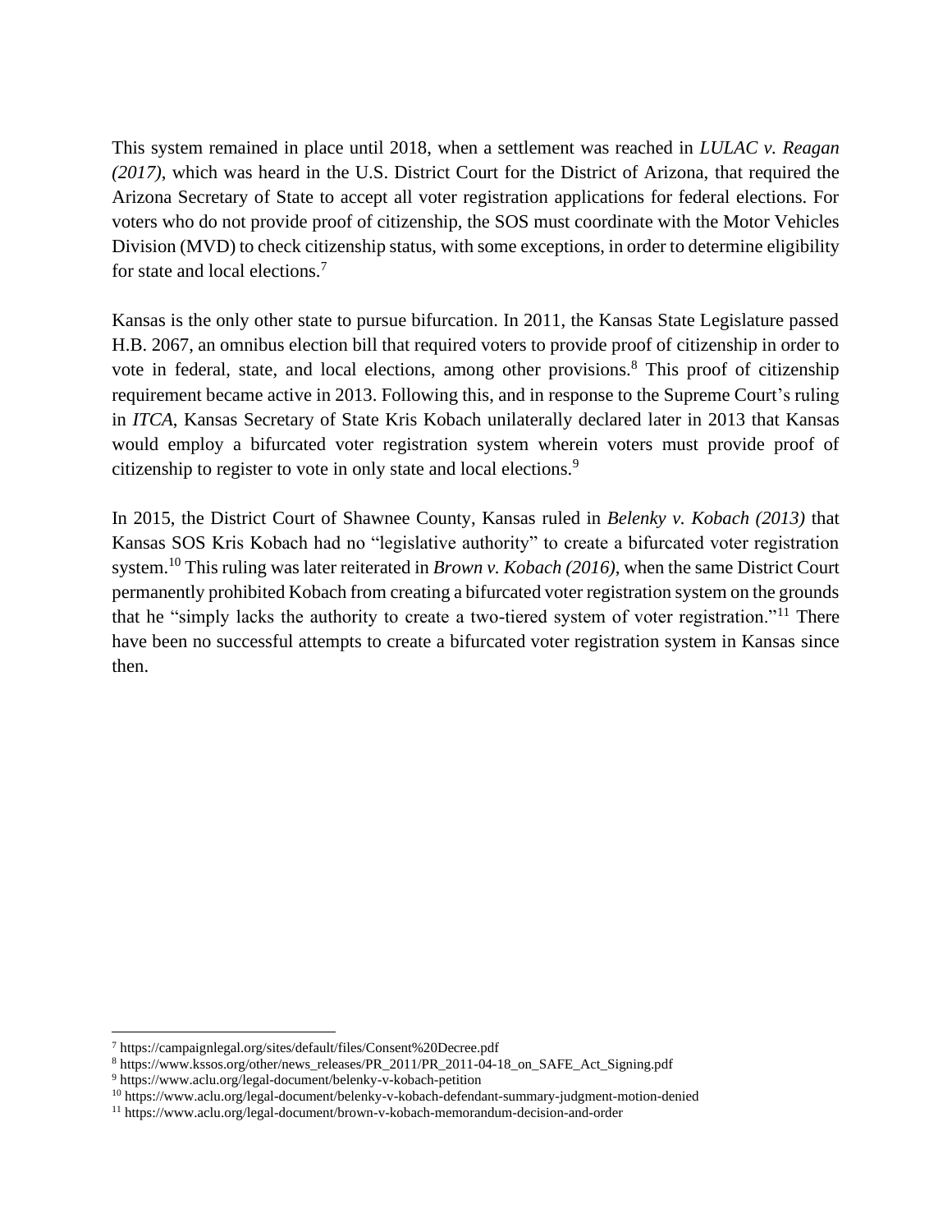This system remained in place until 2018, when a settlement was reached in *LULAC v. Reagan (2017)*, which was heard in the U.S. District Court for the District of Arizona, that required the Arizona Secretary of State to accept all voter registration applications for federal elections. For voters who do not provide proof of citizenship, the SOS must coordinate with the Motor Vehicles Division (MVD) to check citizenship status, with some exceptions, in order to determine eligibility for state and local elections.[7]

Kansas is the only other state to pursue bifurcation. In 2011, the Kansas State Legislature passed H.B. 2067, an omnibus election bill that required voters to provide proof of citizenship in order to vote in federal, state, and local elections, among other provisions.[8] This proof of citizenship requirement became active in 2013. Following this, and in response to the Supreme Court's ruling in *ITCA*, Kansas Secretary of State Kris Kobach unilaterally declared later in 2013 that Kansas would employ a bifurcated voter registration system wherein voters must provide proof of citizenship to register to vote in only state and local elections.[9]

In 2015, the District Court of Shawnee County, Kansas ruled in *Belenky v. Kobach (2013)* that Kansas SOS Kris Kobach had no "legislative authority" to create a bifurcated voter registration system.[10] This ruling was later reiterated in *Brown v. Kobach (2016)*, when the same District Court permanently prohibited Kobach from creating a bifurcated voter registration system on the grounds that he "simply lacks the authority to create a two-tiered system of voter registration."[11] There have been no successful attempts to create a bifurcated voter registration system in Kansas since then.

---

[7] https://campaignlegal.org/sites/default/files/Consent%20Decree.pdf

[8] https://www.kssos.org/other/news_releases/PR_2011/PR_2011-04-18_on_SAFE_Act_Signing.pdf

[9] https://www.aclu.org/legal-document/belenky-v-kobach-petition

[10] https://www.aclu.org/legal-document/belenky-v-kobach-defendant-summary-judgment-motion-denied

[11] https://www.aclu.org/legal-document/brown-v-kobach-memorandum-decision-and-order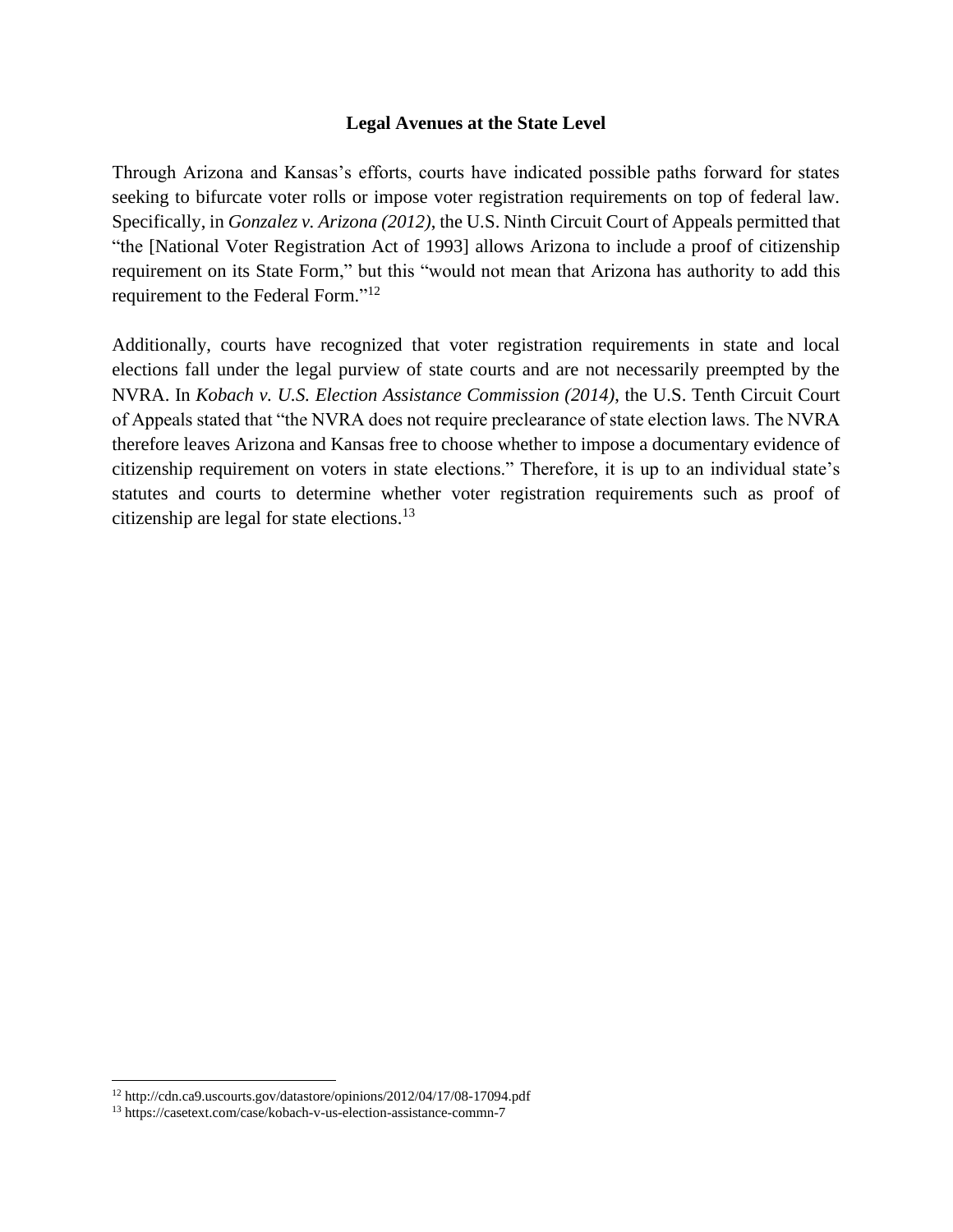## Legal Avenues at the State Level

Through Arizona and Kansas's efforts, courts have indicated possible paths forward for states seeking to bifurcate voter rolls or impose voter registration requirements on top of federal law. Specifically, in *Gonzalez v. Arizona (2012)*, the U.S. Ninth Circuit Court of Appeals permitted that "the [National Voter Registration Act of 1993] allows Arizona to include a proof of citizenship requirement on its State Form," but this "would not mean that Arizona has authority to add this requirement to the Federal Form."[12]

Additionally, courts have recognized that voter registration requirements in state and local elections fall under the legal purview of state courts and are not necessarily preempted by the NVRA. In *Kobach v. U.S. Election Assistance Commission (2014)*, the U.S. Tenth Circuit Court of Appeals stated that "the NVRA does not require preclearance of state election laws. The NVRA therefore leaves Arizona and Kansas free to choose whether to impose a documentary evidence of citizenship requirement on voters in state elections." Therefore, it is up to an individual state's statutes and courts to determine whether voter registration requirements such as proof of citizenship are legal for state elections.[13]

---

[12] http://cdn.ca9.uscourts.gov/datastore/opinions/2012/04/17/08-17094.pdf

[13] https://casetext.com/case/kobach-v-us-election-assistance-commn-7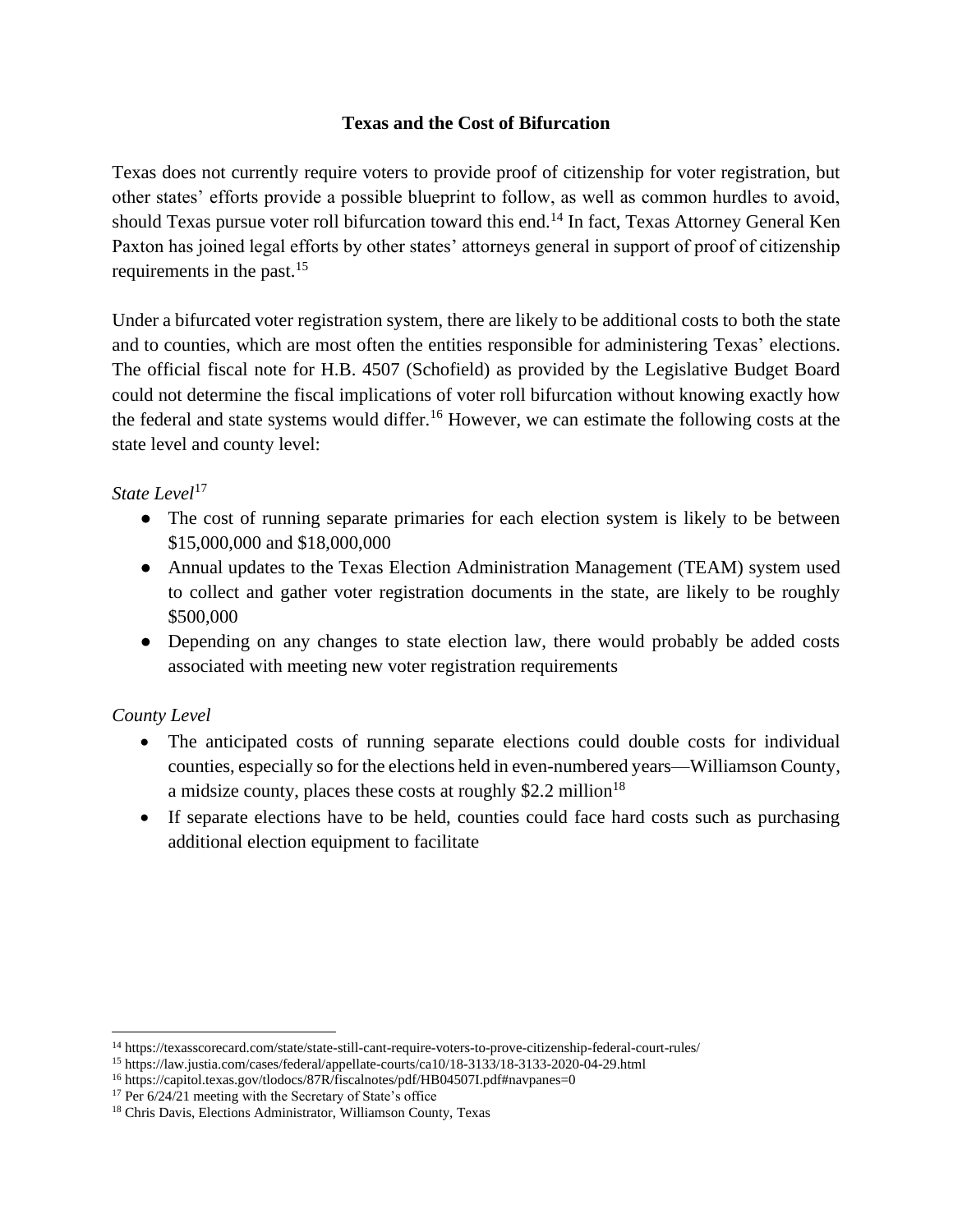## Texas and the Cost of Bifurcation

Texas does not currently require voters to provide proof of citizenship for voter registration, but other states' efforts provide a possible blueprint to follow, as well as common hurdles to avoid, should Texas pursue voter roll bifurcation toward this end.[14] In fact, Texas Attorney General Ken Paxton has joined legal efforts by other states' attorneys general in support of proof of citizenship requirements in the past.[15]

Under a bifurcated voter registration system, there are likely to be additional costs to both the state and to counties, which are most often the entities responsible for administering Texas' elections. The official fiscal note for H.B. 4507 (Schofield) as provided by the Legislative Budget Board could not determine the fiscal implications of voter roll bifurcation without knowing exactly how the federal and state systems would differ.[16] However, we can estimate the following costs at the state level and county level:

*State Level*[17]

- The cost of running separate primaries for each election system is likely to be between $15,000,000 and $18,000,000
- Annual updates to the Texas Election Administration Management (TEAM) system used to collect and gather voter registration documents in the state, are likely to be roughly $500,000
- Depending on any changes to state election law, there would probably be added costs associated with meeting new voter registration requirements

*County Level*

- The anticipated costs of running separate elections could double costs for individual counties, especially so for the elections held in even-numbered years—Williamson County, a midsize county, places these costs at roughly $2.2 million[18]
- If separate elections have to be held, counties could face hard costs such as purchasing additional election equipment to facilitate

[14] https://texasscorecard.com/state/state-still-cant-require-voters-to-prove-citizenship-federal-court-rules/
[15] https://law.justia.com/cases/federal/appellate-courts/ca10/18-3133/18-3133-2020-04-29.html
[16] https://capitol.texas.gov/tlodocs/87R/fiscalnotes/pdf/HB04507I.pdf#navpanes=0
[17] Per 6/24/21 meeting with the Secretary of State's office
[18] Chris Davis, Elections Administrator, Williamson County, Texas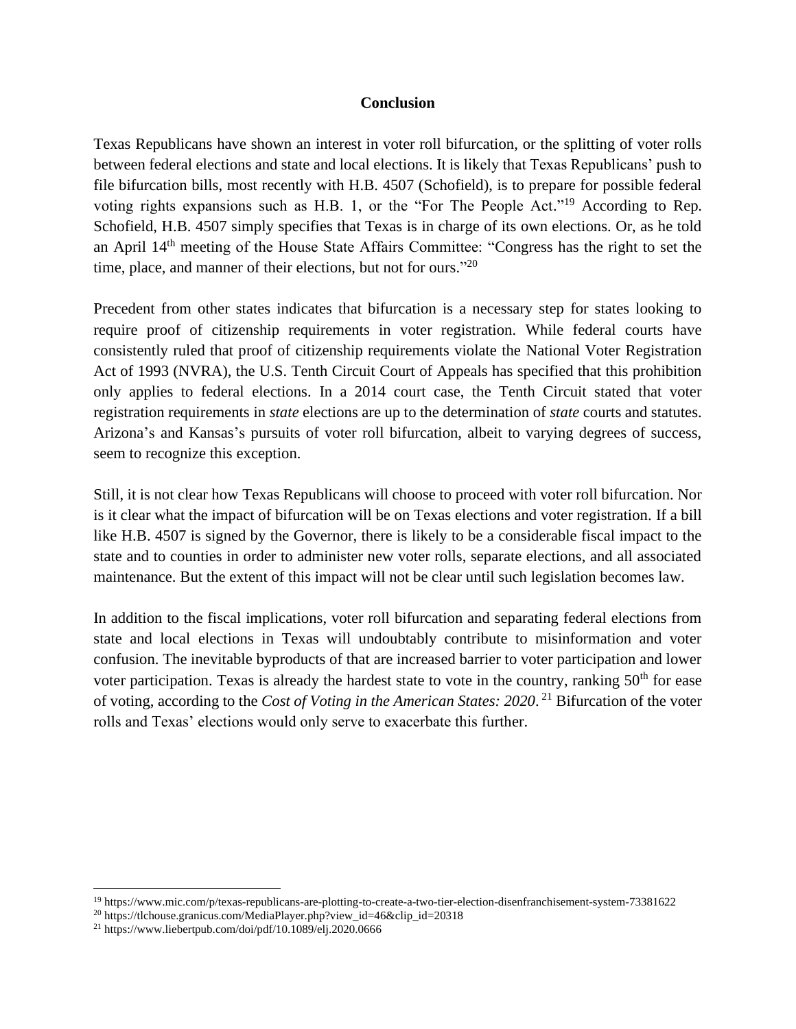## Conclusion

Texas Republicans have shown an interest in voter roll bifurcation, or the splitting of voter rolls between federal elections and state and local elections. It is likely that Texas Republicans' push to file bifurcation bills, most recently with H.B. 4507 (Schofield), is to prepare for possible federal voting rights expansions such as H.B. 1, or the "For The People Act."[19] According to Rep. Schofield, H.B. 4507 simply specifies that Texas is in charge of its own elections. Or, as he told an April 14th meeting of the House State Affairs Committee: "Congress has the right to set the time, place, and manner of their elections, but not for ours."[20]

Precedent from other states indicates that bifurcation is a necessary step for states looking to require proof of citizenship requirements in voter registration. While federal courts have consistently ruled that proof of citizenship requirements violate the National Voter Registration Act of 1993 (NVRA), the U.S. Tenth Circuit Court of Appeals has specified that this prohibition only applies to federal elections. In a 2014 court case, the Tenth Circuit stated that voter registration requirements in *state* elections are up to the determination of *state* courts and statutes. Arizona's and Kansas's pursuits of voter roll bifurcation, albeit to varying degrees of success, seem to recognize this exception.

Still, it is not clear how Texas Republicans will choose to proceed with voter roll bifurcation. Nor is it clear what the impact of bifurcation will be on Texas elections and voter registration. If a bill like H.B. 4507 is signed by the Governor, there is likely to be a considerable fiscal impact to the state and to counties in order to administer new voter rolls, separate elections, and all associated maintenance. But the extent of this impact will not be clear until such legislation becomes law.

In addition to the fiscal implications, voter roll bifurcation and separating federal elections from state and local elections in Texas will undoubtably contribute to misinformation and voter confusion. The inevitable byproducts of that are increased barrier to voter participation and lower voter participation. Texas is already the hardest state to vote in the country, ranking 50th for ease of voting, according to the *Cost of Voting in the American States: 2020*.[21] Bifurcation of the voter rolls and Texas' elections would only serve to exacerbate this further.

---

[19] https://www.mic.com/p/texas-republicans-are-plotting-to-create-a-two-tier-election-disenfranchisement-system-73381622

[20] https://tlchouse.granicus.com/MediaPlayer.php?view_id=46&clip_id=20318

[21] https://www.liebertpub.com/doi/pdf/10.1089/elj.2020.0666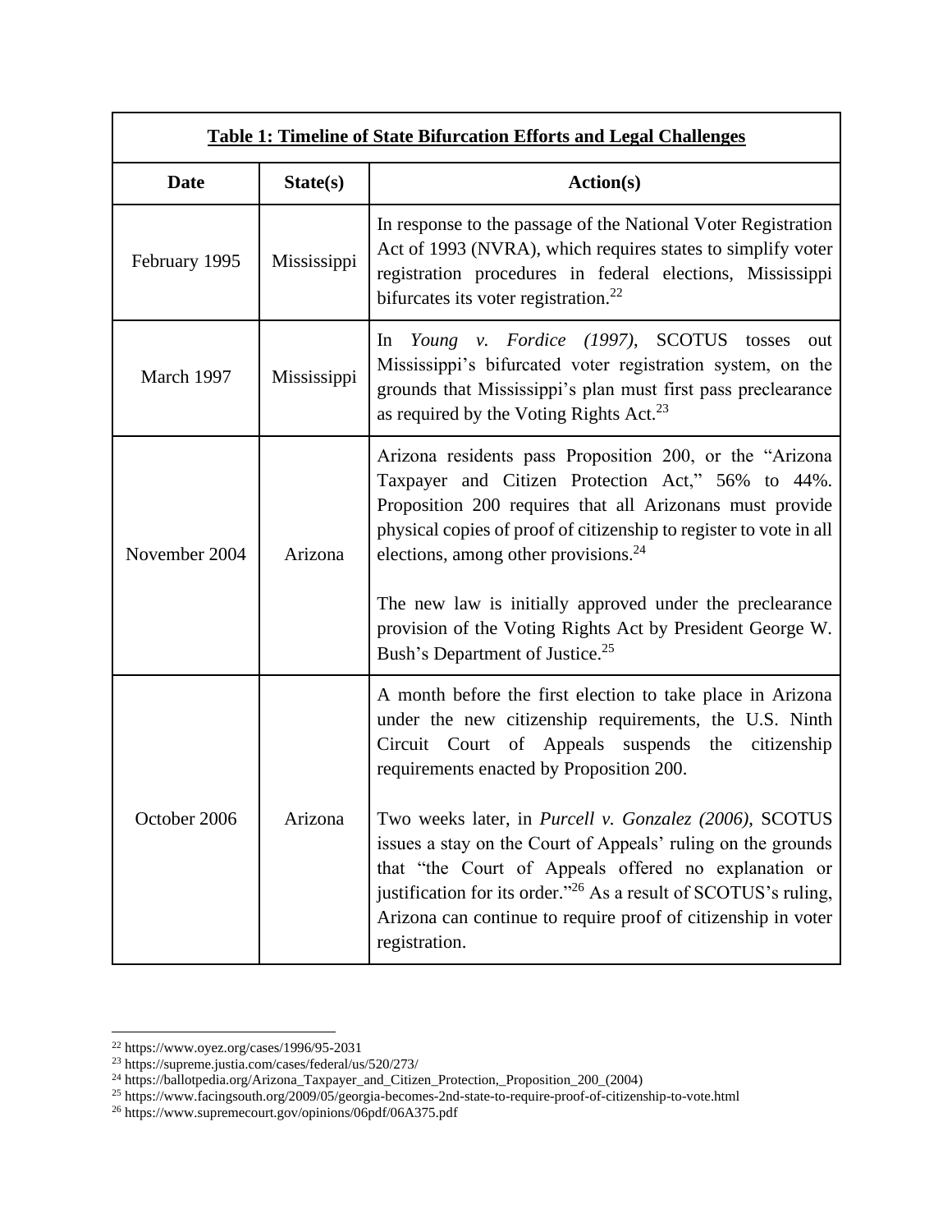| **Table 1: Timeline of State Bifurcation Efforts and Legal Challenges** | | |
|---|---|---|
| **Date** | **State(s)** | **Action(s)** |
| February 1995 | Mississippi | In response to the passage of the National Voter Registration Act of 1993 (NVRA), which requires states to simplify voter registration procedures in federal elections, Mississippi bifurcates its voter registration.[22] |
| March 1997 | Mississippi | In *Young v. Fordice (1997)*, SCOTUS tosses out Mississippi's bifurcated voter registration system, on the grounds that Mississippi's plan must first pass preclearance as required by the Voting Rights Act.[23] |
| November 2004 | Arizona | Arizona residents pass Proposition 200, or the "Arizona Taxpayer and Citizen Protection Act," 56% to 44%. Proposition 200 requires that all Arizonans must provide physical copies of proof of citizenship to register to vote in all elections, among other provisions.[24]<br><br>The new law is initially approved under the preclearance provision of the Voting Rights Act by President George W. Bush's Department of Justice.[25] |
| October 2006 | Arizona | A month before the first election to take place in Arizona under the new citizenship requirements, the U.S. Ninth Circuit Court of Appeals suspends the citizenship requirements enacted by Proposition 200.<br><br>Two weeks later, in *Purcell v. Gonzalez (2006)*, SCOTUS issues a stay on the Court of Appeals' ruling on the grounds that "the Court of Appeals offered no explanation or justification for its order."[26] As a result of SCOTUS's ruling, Arizona can continue to require proof of citizenship in voter registration. |

[22] https://www.oyez.org/cases/1996/95-2031
[23] https://supreme.justia.com/cases/federal/us/520/273/
[24] https://ballotpedia.org/Arizona_Taxpayer_and_Citizen_Protection,_Proposition_200_(2004)
[25] https://www.facingsouth.org/2009/05/georgia-becomes-2nd-state-to-require-proof-of-citizenship-to-vote.html
[26] https://www.supremecourt.gov/opinions/06pdf/06A375.pdf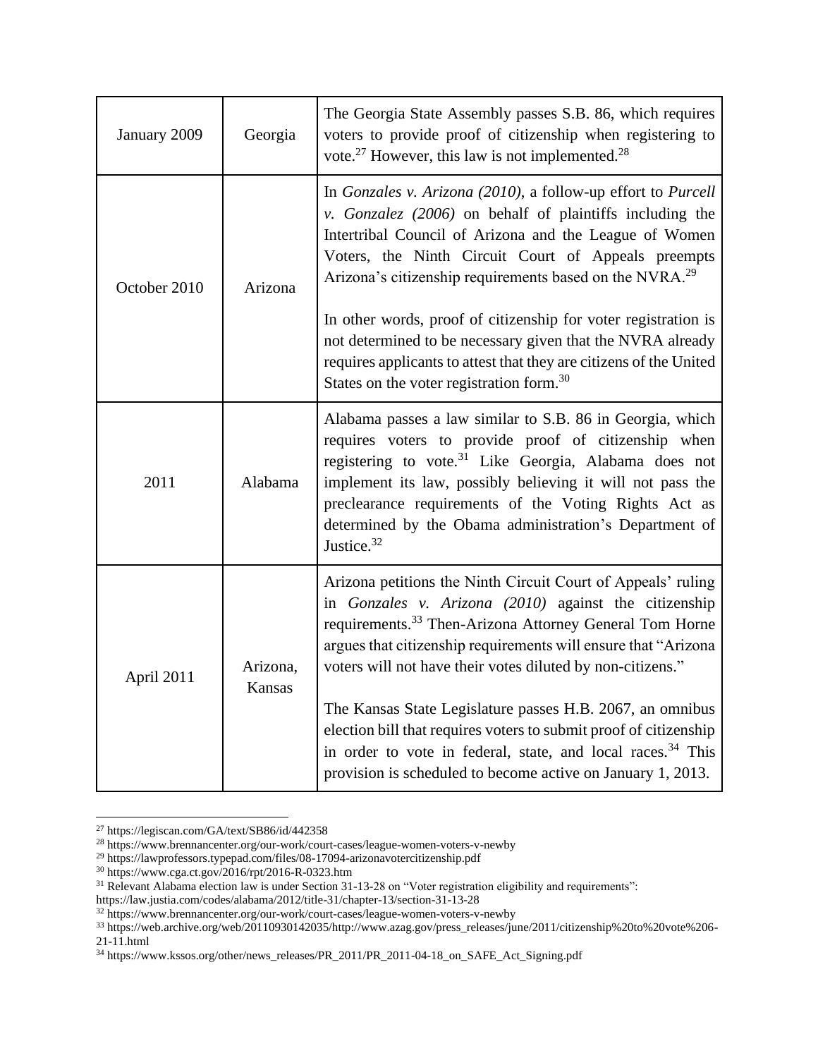| January 2009 | Georgia | The Georgia State Assembly passes S.B. 86, which requires voters to provide proof of citizenship when registering to vote.[27] However, this law is not implemented.[28] |
|---|---|---|
| October 2010 | Arizona | In *Gonzales v. Arizona (2010)*, a follow-up effort to *Purcell v. Gonzalez (2006)* on behalf of plaintiffs including the Intertribal Council of Arizona and the League of Women Voters, the Ninth Circuit Court of Appeals preempts Arizona's citizenship requirements based on the NVRA.[29]<br><br>In other words, proof of citizenship for voter registration is not determined to be necessary given that the NVRA already requires applicants to attest that they are citizens of the United States on the voter registration form.[30] |
| 2011 | Alabama | Alabama passes a law similar to S.B. 86 in Georgia, which requires voters to provide proof of citizenship when registering to vote.[31] Like Georgia, Alabama does not implement its law, possibly believing it will not pass the preclearance requirements of the Voting Rights Act as determined by the Obama administration's Department of Justice.[32] |
| April 2011 | Arizona, Kansas | Arizona petitions the Ninth Circuit Court of Appeals' ruling in *Gonzales v. Arizona (2010)* against the citizenship requirements.[33] Then-Arizona Attorney General Tom Horne argues that citizenship requirements will ensure that "Arizona voters will not have their votes diluted by non-citizens."<br><br>The Kansas State Legislature passes H.B. 2067, an omnibus election bill that requires voters to submit proof of citizenship in order to vote in federal, state, and local races.[34] This provision is scheduled to become active on January 1, 2013. |

[27] https://legiscan.com/GA/text/SB86/id/442358
[28] https://www.brennancenter.org/our-work/court-cases/league-women-voters-v-newby
[29] https://lawprofessors.typepad.com/files/08-17094-arizonavotercitizenship.pdf
[30] https://www.cga.ct.gov/2016/rpt/2016-R-0323.htm
[31] Relevant Alabama election law is under Section 31-13-28 on "Voter registration eligibility and requirements": https://law.justia.com/codes/alabama/2012/title-31/chapter-13/section-31-13-28
[32] https://www.brennancenter.org/our-work/court-cases/league-women-voters-v-newby
[33] https://web.archive.org/web/20110930142035/http://www.azag.gov/press_releases/june/2011/citizenship%20to%20vote%206-21-11.html
[34] https://www.kssos.org/other/news_releases/PR_2011/PR_2011-04-18_on_SAFE_Act_Signing.pdf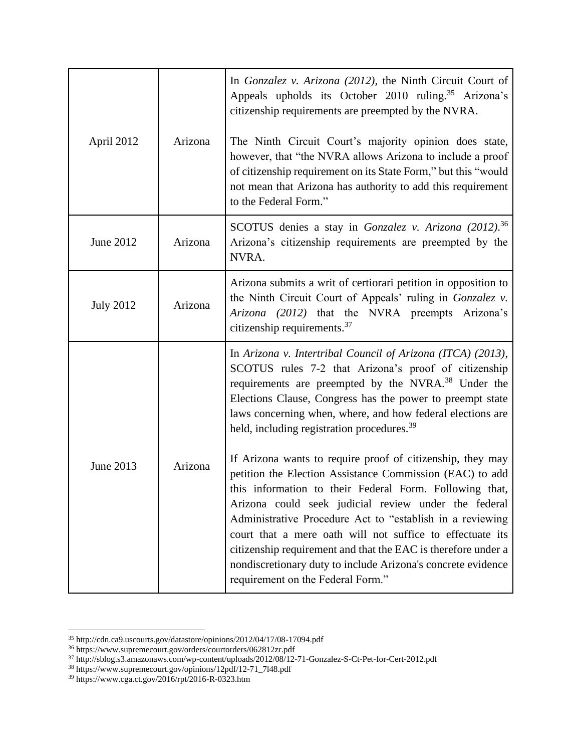| | | |
|---|---|---|
| April 2012 | Arizona | In *Gonzalez v. Arizona (2012)*, the Ninth Circuit Court of Appeals upholds its October 2010 ruling.[35] Arizona's citizenship requirements are preempted by the NVRA.<br><br>The Ninth Circuit Court's majority opinion does state, however, that "the NVRA allows Arizona to include a proof of citizenship requirement on its State Form," but this "would not mean that Arizona has authority to add this requirement to the Federal Form." |
| June 2012 | Arizona | SCOTUS denies a stay in *Gonzalez v. Arizona (2012)*.[36] Arizona's citizenship requirements are preempted by the NVRA. |
| July 2012 | Arizona | Arizona submits a writ of certiorari petition in opposition to the Ninth Circuit Court of Appeals' ruling in *Gonzalez v. Arizona (2012)* that the NVRA preempts Arizona's citizenship requirements.[37] |
| June 2013 | Arizona | In *Arizona v. Intertribal Council of Arizona (ITCA) (2013)*, SCOTUS rules 7-2 that Arizona's proof of citizenship requirements are preempted by the NVRA.[38] Under the Elections Clause, Congress has the power to preempt state laws concerning when, where, and how federal elections are held, including registration procedures.[39]<br><br>If Arizona wants to require proof of citizenship, they may petition the Election Assistance Commission (EAC) to add this information to their Federal Form. Following that, Arizona could seek judicial review under the federal Administrative Procedure Act to "establish in a reviewing court that a mere oath will not suffice to effectuate its citizenship requirement and that the EAC is therefore under a nondiscretionary duty to include Arizona's concrete evidence requirement on the Federal Form." |

[35] http://cdn.ca9.uscourts.gov/datastore/opinions/2012/04/17/08-17094.pdf
[36] https://www.supremecourt.gov/orders/courtorders/062812zr.pdf
[37] http://sblog.s3.amazonaws.com/wp-content/uploads/2012/08/12-71-Gonzalez-S-Ct-Pet-for-Cert-2012.pdf
[38] https://www.supremecourt.gov/opinions/12pdf/12-71_7l48.pdf
[39] https://www.cga.ct.gov/2016/rpt/2016-R-0323.htm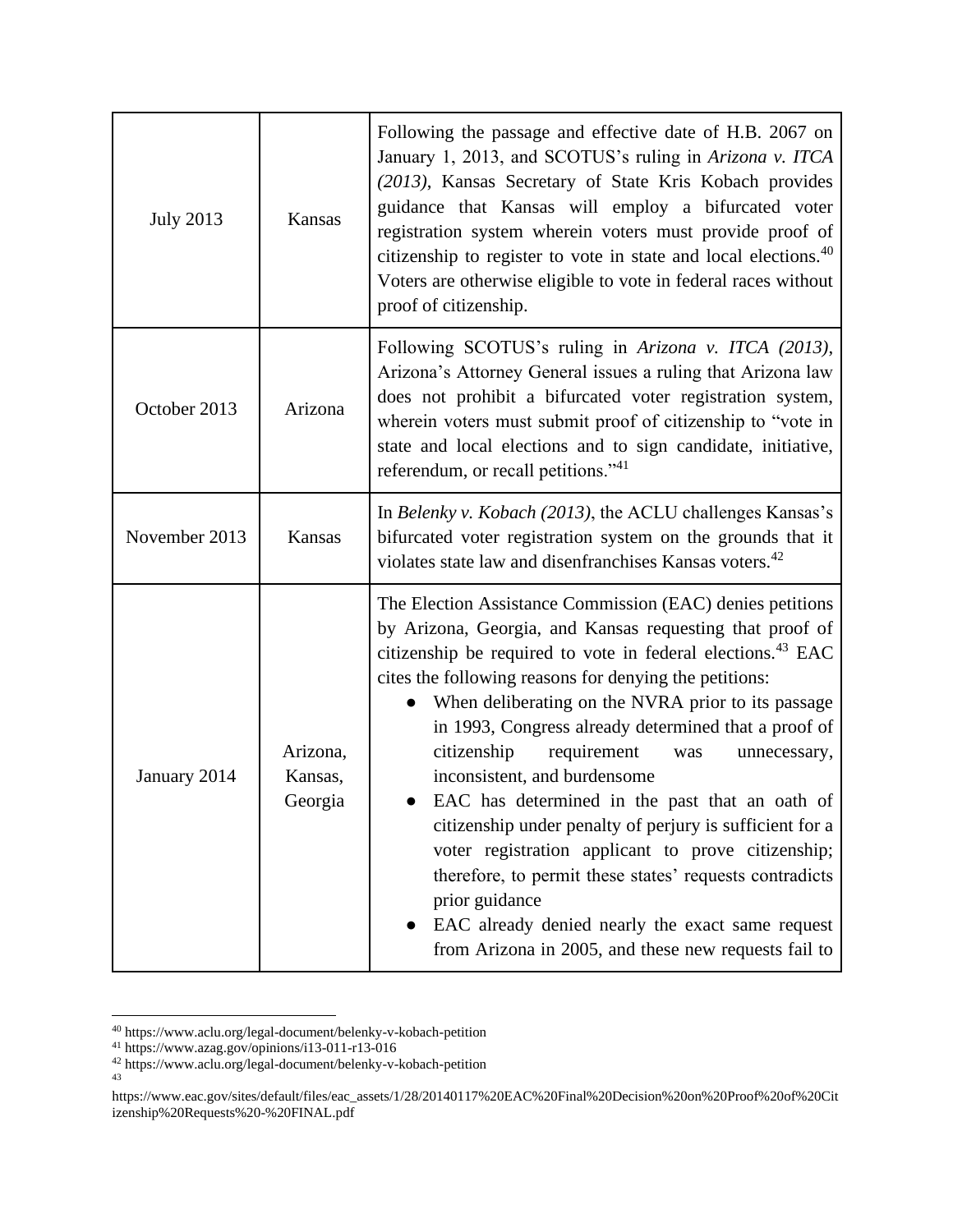| July 2013 | Kansas | Following the passage and effective date of H.B. 2067 on January 1, 2013, and SCOTUS's ruling in *Arizona v. ITCA (2013)*, Kansas Secretary of State Kris Kobach provides guidance that Kansas will employ a bifurcated voter registration system wherein voters must provide proof of citizenship to register to vote in state and local elections.[40] Voters are otherwise eligible to vote in federal races without proof of citizenship. |
|---|---|---|
| October 2013 | Arizona | Following SCOTUS's ruling in *Arizona v. ITCA (2013)*, Arizona's Attorney General issues a ruling that Arizona law does not prohibit a bifurcated voter registration system, wherein voters must submit proof of citizenship to "vote in state and local elections and to sign candidate, initiative, referendum, or recall petitions."[41] |
| November 2013 | Kansas | In *Belenky v. Kobach (2013)*, the ACLU challenges Kansas's bifurcated voter registration system on the grounds that it violates state law and disenfranchises Kansas voters.[42] |
| January 2014 | Arizona, Kansas, Georgia | The Election Assistance Commission (EAC) denies petitions by Arizona, Georgia, and Kansas requesting that proof of citizenship be required to vote in federal elections.[43] EAC cites the following reasons for denying the petitions:<br>● When deliberating on the NVRA prior to its passage in 1993, Congress already determined that a proof of citizenship requirement was unnecessary, inconsistent, and burdensome<br>● EAC has determined in the past that an oath of citizenship under penalty of perjury is sufficient for a voter registration applicant to prove citizenship; therefore, to permit these states' requests contradicts prior guidance<br>● EAC already denied nearly the exact same request from Arizona in 2005, and these new requests fail to |

[40] https://www.aclu.org/legal-document/belenky-v-kobach-petition

[41] https://www.azag.gov/opinions/i13-011-r13-016

[42] https://www.aclu.org/legal-document/belenky-v-kobach-petition

[43] https://www.eac.gov/sites/default/files/eac_assets/1/28/20140117%20EAC%20Final%20Decision%20on%20Proof%20of%20Citizenship%20Requests%20-%20FINAL.pdf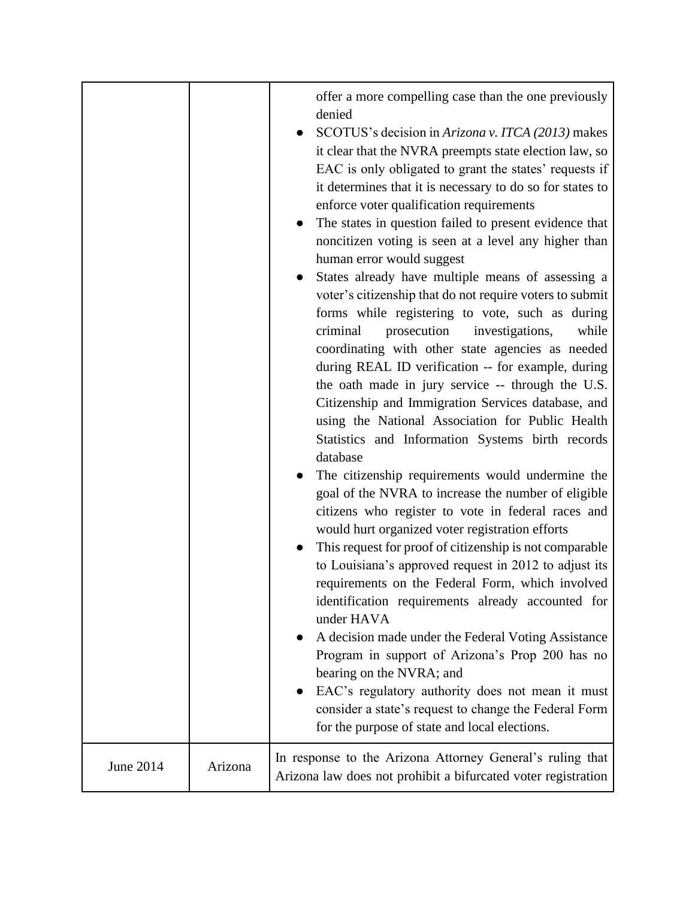| | | |
|---|---|---|
| | | offer a more compelling case than the one previously denied<br>● SCOTUS's decision in *Arizona v. ITCA (2013)* makes it clear that the NVRA preempts state election law, so EAC is only obligated to grant the states' requests if it determines that it is necessary to do so for states to enforce voter qualification requirements<br>● The states in question failed to present evidence that noncitizen voting is seen at a level any higher than human error would suggest<br>● States already have multiple means of assessing a voter's citizenship that do not require voters to submit forms while registering to vote, such as during criminal prosecution investigations, while coordinating with other state agencies as needed during REAL ID verification -- for example, during the oath made in jury service -- through the U.S. Citizenship and Immigration Services database, and using the National Association for Public Health Statistics and Information Systems birth records database<br>● The citizenship requirements would undermine the goal of the NVRA to increase the number of eligible citizens who register to vote in federal races and would hurt organized voter registration efforts<br>● This request for proof of citizenship is not comparable to Louisiana's approved request in 2012 to adjust its requirements on the Federal Form, which involved identification requirements already accounted for under HAVA<br>● A decision made under the Federal Voting Assistance Program in support of Arizona's Prop 200 has no bearing on the NVRA; and<br>● EAC's regulatory authority does not mean it must consider a state's request to change the Federal Form for the purpose of state and local elections. |
| June 2014 | Arizona | In response to the Arizona Attorney General's ruling that Arizona law does not prohibit a bifurcated voter registration |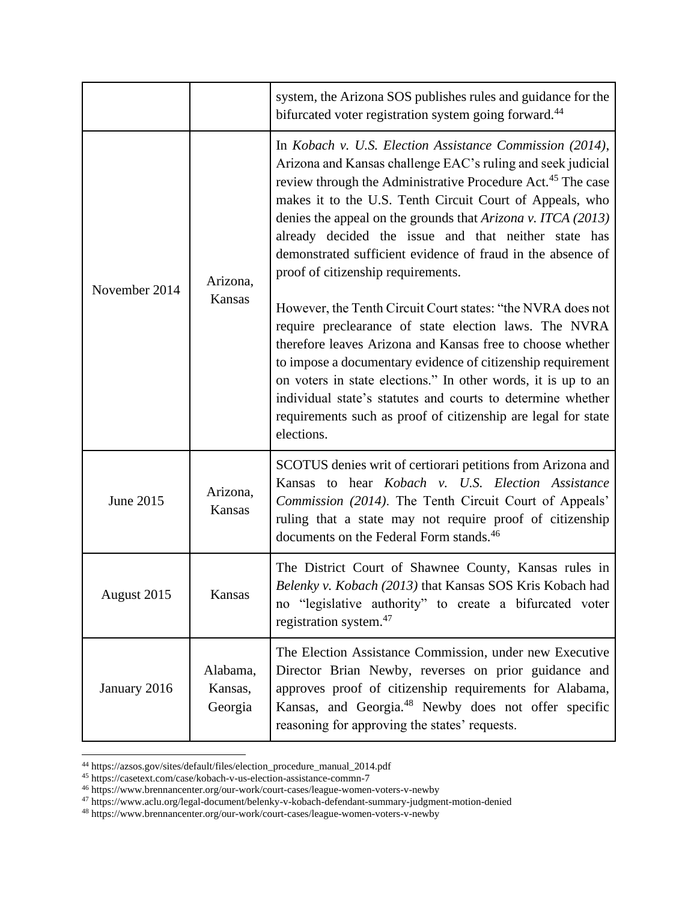| | | |
|---|---|---|
| | | system, the Arizona SOS publishes rules and guidance for the bifurcated voter registration system going forward.[44] |
| November 2014 | Arizona, Kansas | In *Kobach v. U.S. Election Assistance Commission (2014)*, Arizona and Kansas challenge EAC's ruling and seek judicial review through the Administrative Procedure Act.[45] The case makes it to the U.S. Tenth Circuit Court of Appeals, who denies the appeal on the grounds that *Arizona v. ITCA (2013)* already decided the issue and that neither state has demonstrated sufficient evidence of fraud in the absence of proof of citizenship requirements.<br><br>However, the Tenth Circuit Court states: "the NVRA does not require preclearance of state election laws. The NVRA therefore leaves Arizona and Kansas free to choose whether to impose a documentary evidence of citizenship requirement on voters in state elections." In other words, it is up to an individual state's statutes and courts to determine whether requirements such as proof of citizenship are legal for state elections. |
| June 2015 | Arizona, Kansas | SCOTUS denies writ of certiorari petitions from Arizona and Kansas to hear *Kobach v. U.S. Election Assistance Commission (2014)*. The Tenth Circuit Court of Appeals' ruling that a state may not require proof of citizenship documents on the Federal Form stands.[46] |
| August 2015 | Kansas | The District Court of Shawnee County, Kansas rules in *Belenky v. Kobach (2013)* that Kansas SOS Kris Kobach had no "legislative authority" to create a bifurcated voter registration system.[47] |
| January 2016 | Alabama, Kansas, Georgia | The Election Assistance Commission, under new Executive Director Brian Newby, reverses on prior guidance and approves proof of citizenship requirements for Alabama, Kansas, and Georgia.[48] Newby does not offer specific reasoning for approving the states' requests. |

[44] https://azsos.gov/sites/default/files/election_procedure_manual_2014.pdf
[45] https://casetext.com/case/kobach-v-us-election-assistance-commn-7
[46] https://www.brennancenter.org/our-work/court-cases/league-women-voters-v-newby
[47] https://www.aclu.org/legal-document/belenky-v-kobach-defendant-summary-judgment-motion-denied
[48] https://www.brennancenter.org/our-work/court-cases/league-women-voters-v-newby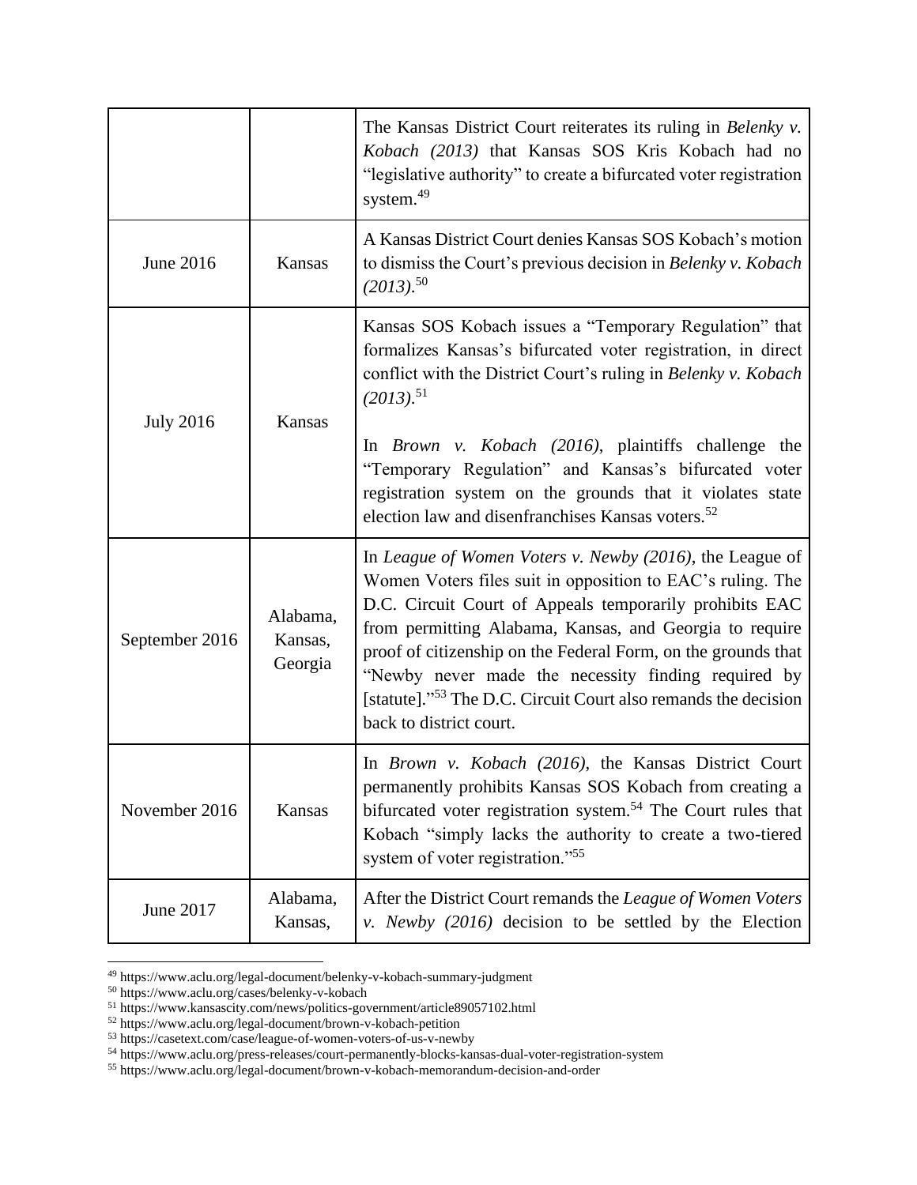| | | |
|---|---|---|
| | | The Kansas District Court reiterates its ruling in *Belenky v. Kobach (2013)* that Kansas SOS Kris Kobach had no "legislative authority" to create a bifurcated voter registration system.[49] |
| June 2016 | Kansas | A Kansas District Court denies Kansas SOS Kobach's motion to dismiss the Court's previous decision in *Belenky v. Kobach (2013)*.[50] |
| July 2016 | Kansas | Kansas SOS Kobach issues a "Temporary Regulation" that formalizes Kansas's bifurcated voter registration, in direct conflict with the District Court's ruling in *Belenky v. Kobach (2013)*.[51]<br><br>In *Brown v. Kobach (2016)*, plaintiffs challenge the "Temporary Regulation" and Kansas's bifurcated voter registration system on the grounds that it violates state election law and disenfranchises Kansas voters.[52] |
| September 2016 | Alabama, Kansas, Georgia | In *League of Women Voters v. Newby (2016)*, the League of Women Voters files suit in opposition to EAC's ruling. The D.C. Circuit Court of Appeals temporarily prohibits EAC from permitting Alabama, Kansas, and Georgia to require proof of citizenship on the Federal Form, on the grounds that "Newby never made the necessity finding required by [statute]."[53] The D.C. Circuit Court also remands the decision back to district court. |
| November 2016 | Kansas | In *Brown v. Kobach (2016)*, the Kansas District Court permanently prohibits Kansas SOS Kobach from creating a bifurcated voter registration system.[54] The Court rules that Kobach "simply lacks the authority to create a two-tiered system of voter registration."[55] |
| June 2017 | Alabama, Kansas, | After the District Court remands the *League of Women Voters v. Newby (2016)* decision to be settled by the Election |

[49] https://www.aclu.org/legal-document/belenky-v-kobach-summary-judgment
[50] https://www.aclu.org/cases/belenky-v-kobach
[51] https://www.kansascity.com/news/politics-government/article89057102.html
[52] https://www.aclu.org/legal-document/brown-v-kobach-petition
[53] https://casetext.com/case/league-of-women-voters-of-us-v-newby
[54] https://www.aclu.org/press-releases/court-permanently-blocks-kansas-dual-voter-registration-system
[55] https://www.aclu.org/legal-document/brown-v-kobach-memorandum-decision-and-order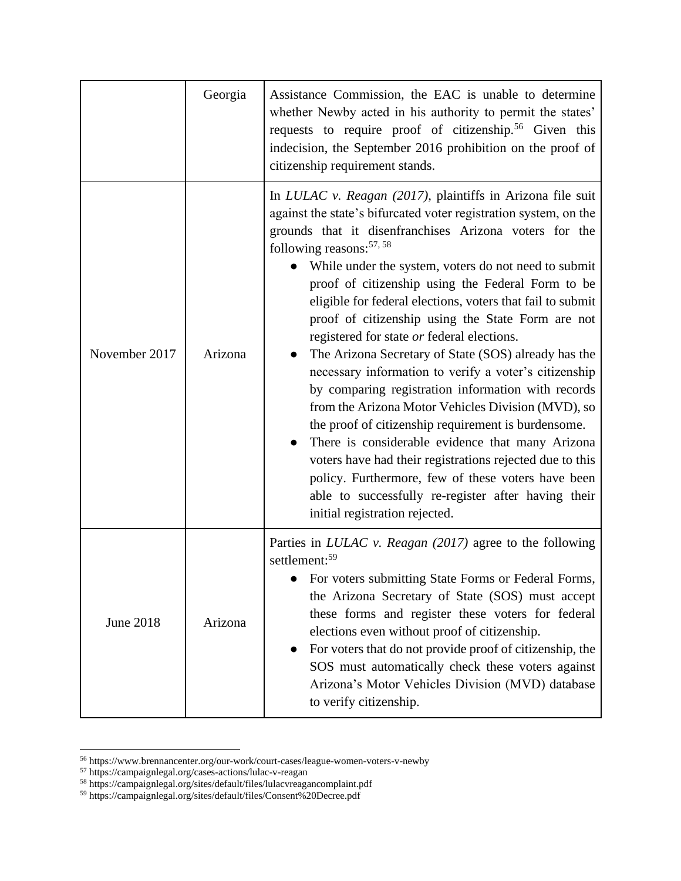| | | |
|---|---|---|
| | Georgia | Assistance Commission, the EAC is unable to determine whether Newby acted in his authority to permit the states' requests to require proof of citizenship.[56] Given this indecision, the September 2016 prohibition on the proof of citizenship requirement stands. |
| November 2017 | Arizona | In *LULAC v. Reagan (2017)*, plaintiffs in Arizona file suit against the state's bifurcated voter registration system, on the grounds that it disenfranchises Arizona voters for the following reasons:[57, 58]<br>● While under the system, voters do not need to submit proof of citizenship using the Federal Form to be eligible for federal elections, voters that fail to submit proof of citizenship using the State Form are not registered for state *or* federal elections.<br>● The Arizona Secretary of State (SOS) already has the necessary information to verify a voter's citizenship by comparing registration information with records from the Arizona Motor Vehicles Division (MVD), so the proof of citizenship requirement is burdensome.<br>● There is considerable evidence that many Arizona voters have had their registrations rejected due to this policy. Furthermore, few of these voters have been able to successfully re-register after having their initial registration rejected. |
| June 2018 | Arizona | Parties in *LULAC v. Reagan (2017)* agree to the following settlement:[59]<br>● For voters submitting State Forms or Federal Forms, the Arizona Secretary of State (SOS) must accept these forms and register these voters for federal elections even without proof of citizenship.<br>● For voters that do not provide proof of citizenship, the SOS must automatically check these voters against Arizona's Motor Vehicles Division (MVD) database to verify citizenship. |

[56] https://www.brennancenter.org/our-work/court-cases/league-women-voters-v-newby
[57] https://campaignlegal.org/cases-actions/lulac-v-reagan
[58] https://campaignlegal.org/sites/default/files/lulacvreagancomplaint.pdf
[59] https://campaignlegal.org/sites/default/files/Consent%20Decree.pdf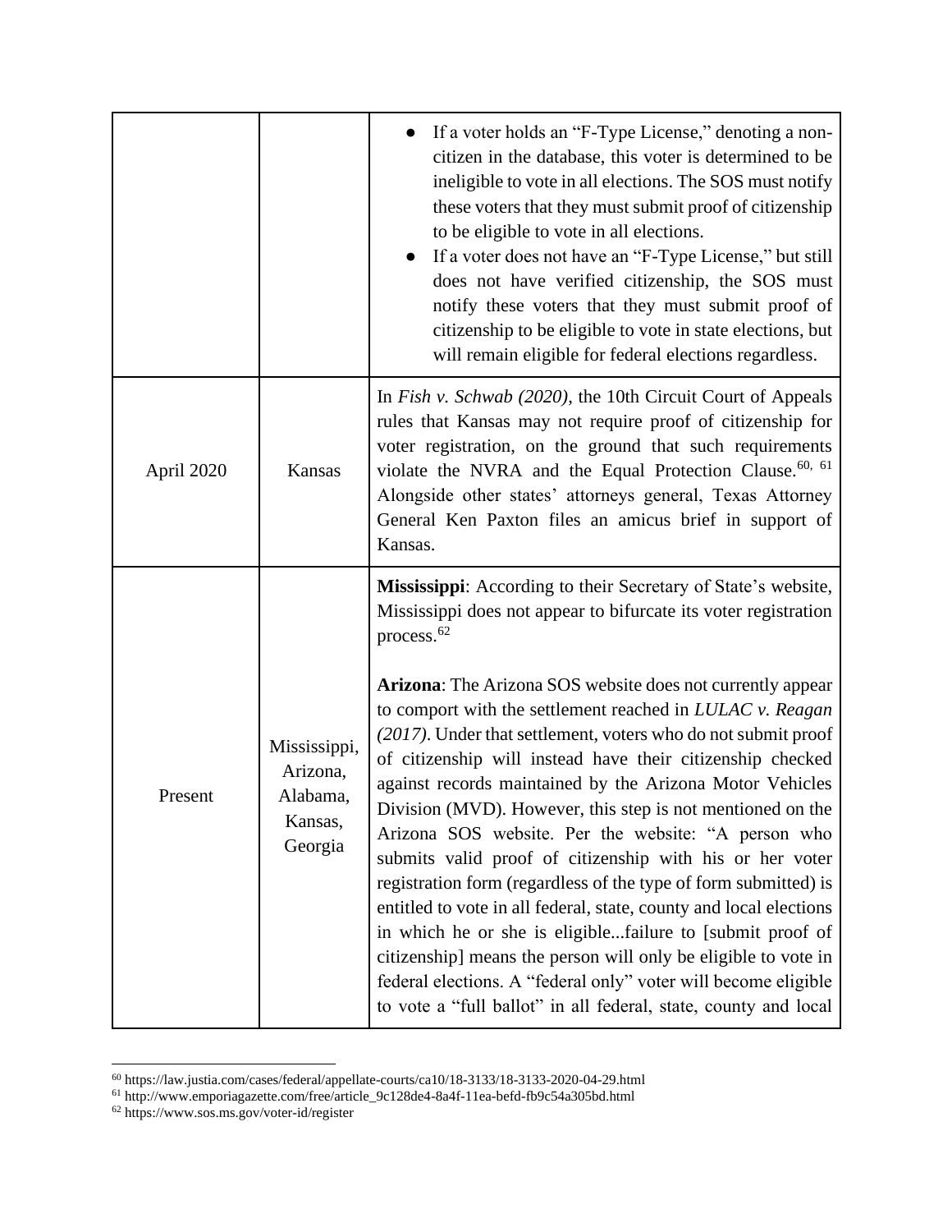| | | |
|---|---|---|
| | | • If a voter holds an "F-Type License," denoting a non-citizen in the database, this voter is determined to be ineligible to vote in all elections. The SOS must notify these voters that they must submit proof of citizenship to be eligible to vote in all elections. <br> • If a voter does not have an "F-Type License," but still does not have verified citizenship, the SOS must notify these voters that they must submit proof of citizenship to be eligible to vote in state elections, but will remain eligible for federal elections regardless. |
| April 2020 | Kansas | In *Fish v. Schwab (2020),* the 10th Circuit Court of Appeals rules that Kansas may not require proof of citizenship for voter registration, on the ground that such requirements violate the NVRA and the Equal Protection Clause.[60, 61] Alongside other states' attorneys general, Texas Attorney General Ken Paxton files an amicus brief in support of Kansas. |
| Present | Mississippi, Arizona, Alabama, Kansas, Georgia | **Mississippi**: According to their Secretary of State's website, Mississippi does not appear to bifurcate its voter registration process.[62] <br><br> **Arizona**: The Arizona SOS website does not currently appear to comport with the settlement reached in *LULAC v. Reagan (2017)*. Under that settlement, voters who do not submit proof of citizenship will instead have their citizenship checked against records maintained by the Arizona Motor Vehicles Division (MVD). However, this step is not mentioned on the Arizona SOS website. Per the website: "A person who submits valid proof of citizenship with his or her voter registration form (regardless of the type of form submitted) is entitled to vote in all federal, state, county and local elections in which he or she is eligible...failure to [submit proof of citizenship] means the person will only be eligible to vote in federal elections. A "federal only" voter will become eligible to vote a "full ballot" in all federal, state, county and local |

[60] https://law.justia.com/cases/federal/appellate-courts/ca10/18-3133/18-3133-2020-04-29.html

[61] http://www.emporiagazette.com/free/article_9c128de4-8a4f-11ea-befd-fb9c54a305bd.html

[62] https://www.sos.ms.gov/voter-id/register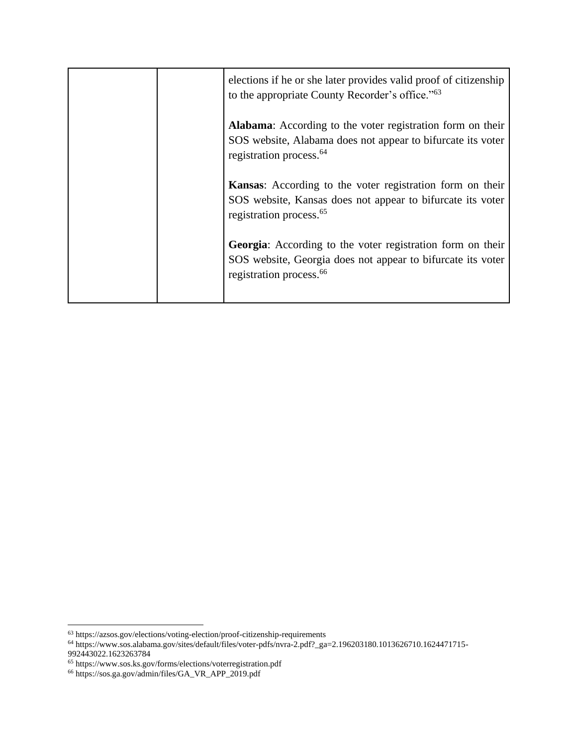| | | elections if he or she later provides valid proof of citizenship to the appropriate County Recorder's office."[63]<br><br>**Alabama**: According to the voter registration form on their SOS website, Alabama does not appear to bifurcate its voter registration process.[64]<br><br>**Kansas**: According to the voter registration form on their SOS website, Kansas does not appear to bifurcate its voter registration process.[65]<br><br>**Georgia**: According to the voter registration form on their SOS website, Georgia does not appear to bifurcate its voter registration process.[66] |
|---|---|---|

[63] https://azsos.gov/elections/voting-election/proof-citizenship-requirements
[64] https://www.sos.alabama.gov/sites/default/files/voter-pdfs/nvra-2.pdf?_ga=2.196203180.1013626710.1624471715-992443022.1623263784
[65] https://www.sos.ks.gov/forms/elections/voterregistration.pdf
[66] https://sos.ga.gov/admin/files/GA_VR_APP_2019.pdf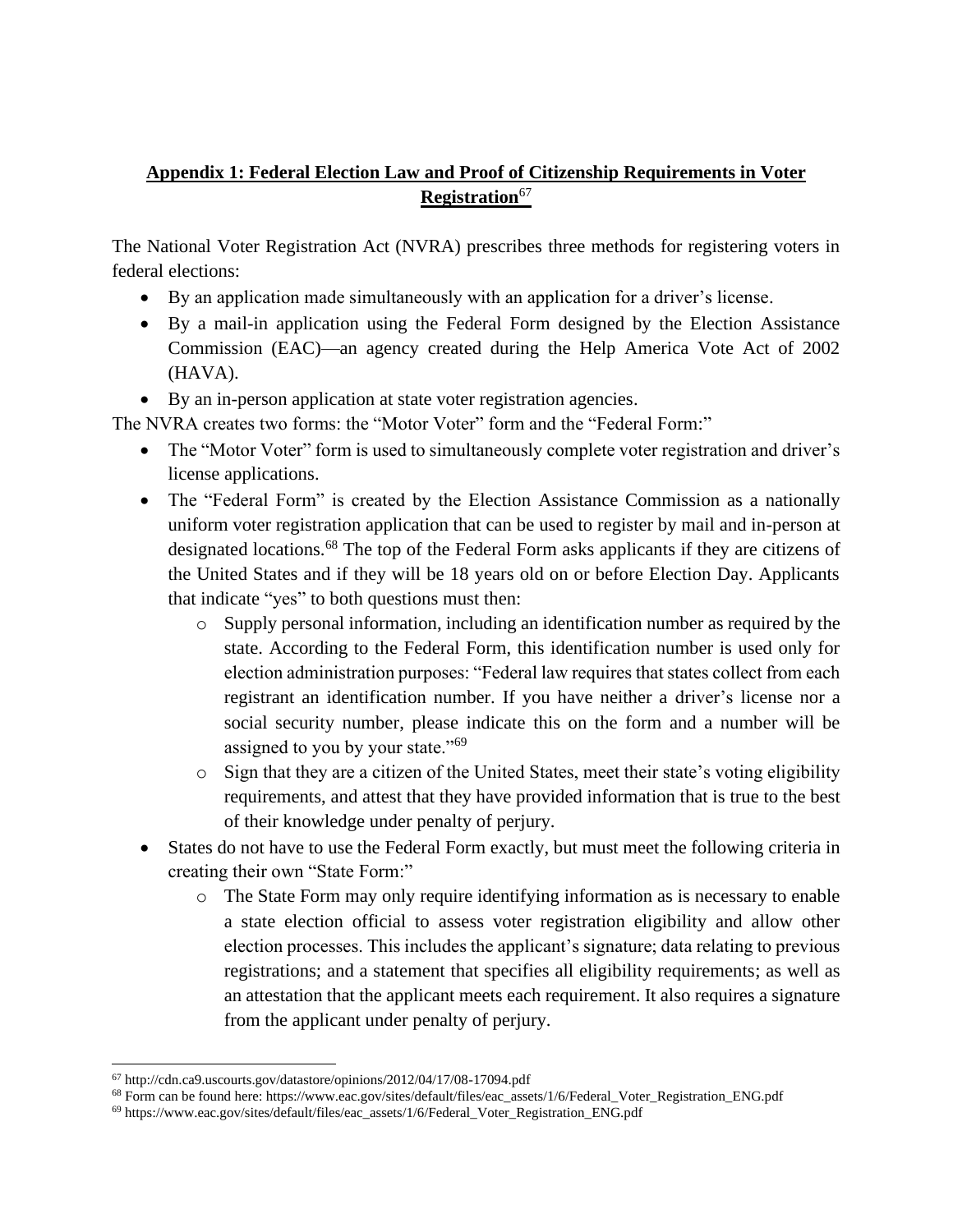## **Appendix 1: Federal Election Law and Proof of Citizenship Requirements in Voter Registration**[67]

The National Voter Registration Act (NVRA) prescribes three methods for registering voters in federal elections:

- By an application made simultaneously with an application for a driver's license.
- By a mail-in application using the Federal Form designed by the Election Assistance Commission (EAC)—an agency created during the Help America Vote Act of 2002 (HAVA).
- By an in-person application at state voter registration agencies.

The NVRA creates two forms: the "Motor Voter" form and the "Federal Form:"

- The "Motor Voter" form is used to simultaneously complete voter registration and driver's license applications.
- The "Federal Form" is created by the Election Assistance Commission as a nationally uniform voter registration application that can be used to register by mail and in-person at designated locations.[68] The top of the Federal Form asks applicants if they are citizens of the United States and if they will be 18 years old on or before Election Day. Applicants that indicate "yes" to both questions must then:
  - Supply personal information, including an identification number as required by the state. According to the Federal Form, this identification number is used only for election administration purposes: "Federal law requires that states collect from each registrant an identification number. If you have neither a driver's license nor a social security number, please indicate this on the form and a number will be assigned to you by your state."[69]
  - Sign that they are a citizen of the United States, meet their state's voting eligibility requirements, and attest that they have provided information that is true to the best of their knowledge under penalty of perjury.
- States do not have to use the Federal Form exactly, but must meet the following criteria in creating their own "State Form:"
  - The State Form may only require identifying information as is necessary to enable a state election official to assess voter registration eligibility and allow other election processes. This includes the applicant's signature; data relating to previous registrations; and a statement that specifies all eligibility requirements; as well as an attestation that the applicant meets each requirement. It also requires a signature from the applicant under penalty of perjury.

---

[67] http://cdn.ca9.uscourts.gov/datastore/opinions/2012/04/17/08-17094.pdf

[68] Form can be found here: https://www.eac.gov/sites/default/files/eac_assets/1/6/Federal_Voter_Registration_ENG.pdf

[69] https://www.eac.gov/sites/default/files/eac_assets/1/6/Federal_Voter_Registration_ENG.pdf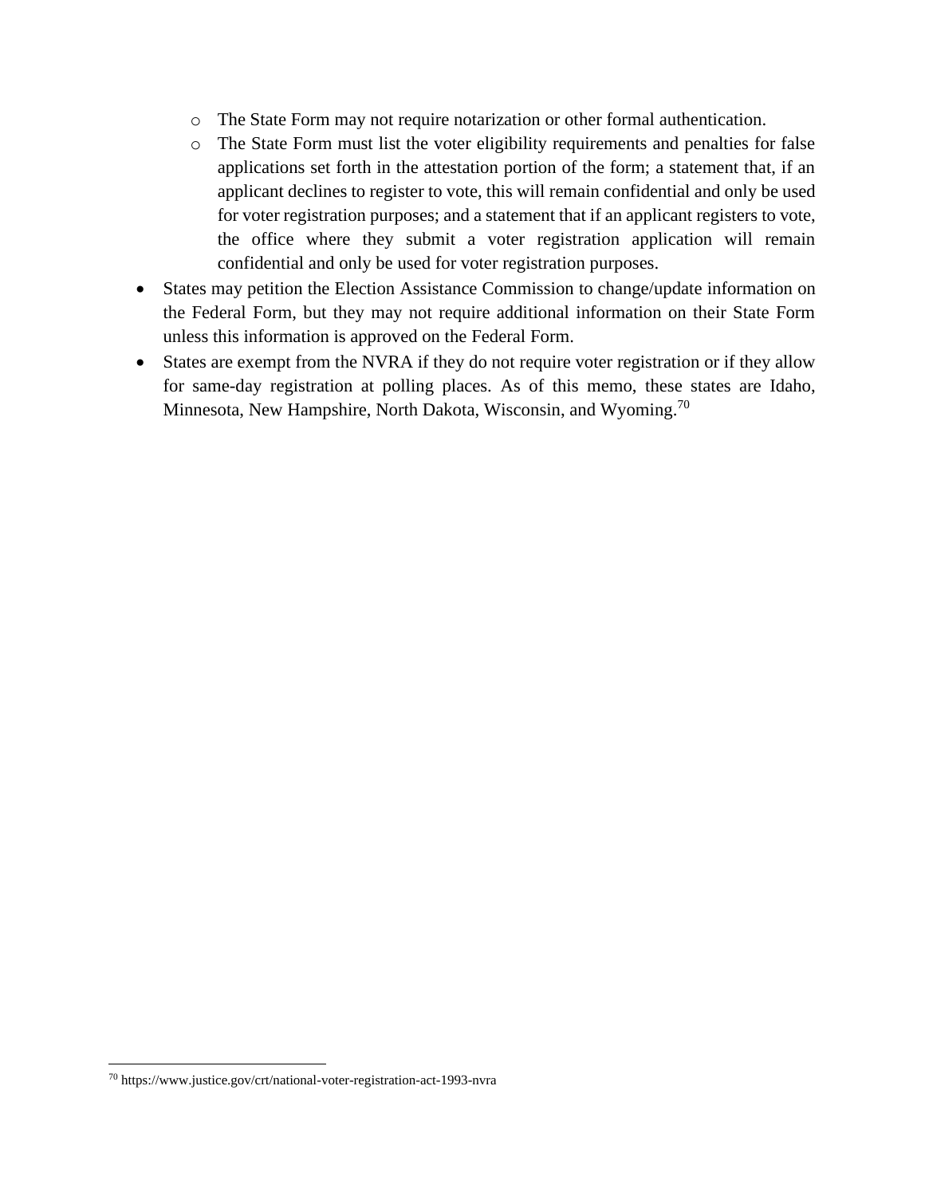- The State Form may not require notarization or other formal authentication.
  - The State Form must list the voter eligibility requirements and penalties for false applications set forth in the attestation portion of the form; a statement that, if an applicant declines to register to vote, this will remain confidential and only be used for voter registration purposes; and a statement that if an applicant registers to vote, the office where they submit a voter registration application will remain confidential and only be used for voter registration purposes.
- States may petition the Election Assistance Commission to change/update information on the Federal Form, but they may not require additional information on their State Form unless this information is approved on the Federal Form.
- States are exempt from the NVRA if they do not require voter registration or if they allow for same-day registration at polling places. As of this memo, these states are Idaho, Minnesota, New Hampshire, North Dakota, Wisconsin, and Wyoming.[70]

[70] https://www.justice.gov/crt/national-voter-registration-act-1993-nvra